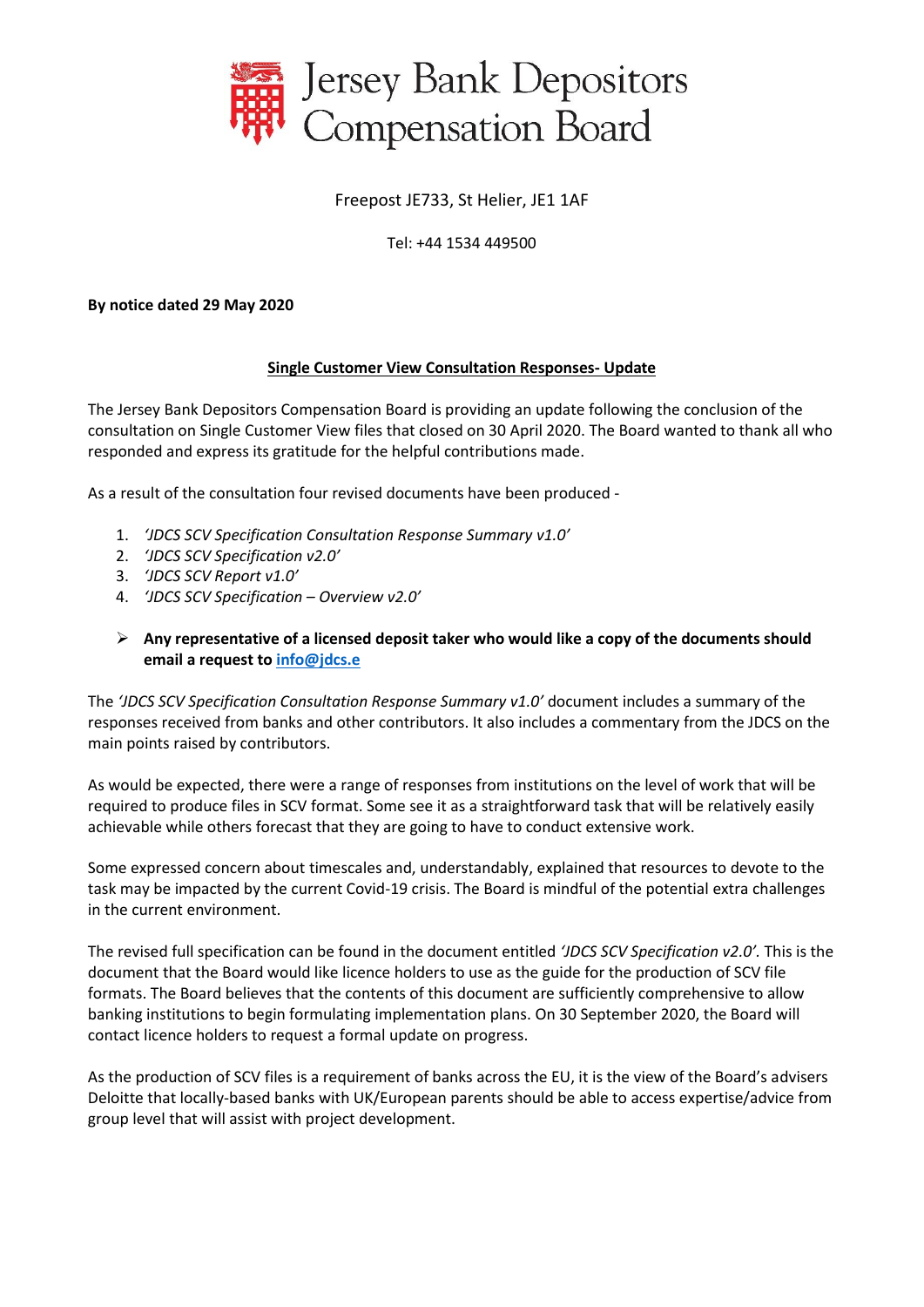# Jersey Bank Depositors Compensation Board

Freepost JE733, St Helier, JE1 1AF

Tel: +44 1534 449500

**By notice dated 29 May 2020**

## Single Customer View Consultation Responses- Update

The Jersey Bank Depositors Compensation Board is providing an update following the conclusion of the consultation on Single Customer View files that closed on 30 April 2020. The Board wanted to thank all who responded and express its gratitude for the helpful contributions made.

As a result of the consultation four revised documents have been produced -

1. *'JDCS SCV Specification Consultation Response Summary v1.0'*
2. *'JDCS SCV Specification v2.0'*
3. *'JDCS SCV Report v1.0'*
4. *'JDCS SCV Specification – Overview v2.0'*

- **Any representative of a licensed deposit taker who would like a copy of the documents should email a request to info@jdcs.e**

The *'JDCS SCV Specification Consultation Response Summary v1.0'* document includes a summary of the responses received from banks and other contributors. It also includes a commentary from the JDCS on the main points raised by contributors.

As would be expected, there were a range of responses from institutions on the level of work that will be required to produce files in SCV format. Some see it as a straightforward task that will be relatively easily achievable while others forecast that they are going to have to conduct extensive work.

Some expressed concern about timescales and, understandably, explained that resources to devote to the task may be impacted by the current Covid-19 crisis. The Board is mindful of the potential extra challenges in the current environment.

The revised full specification can be found in the document entitled *'JDCS SCV Specification v2.0'.* This is the document that the Board would like licence holders to use as the guide for the production of SCV file formats. The Board believes that the contents of this document are sufficiently comprehensive to allow banking institutions to begin formulating implementation plans. On 30 September 2020, the Board will contact licence holders to request a formal update on progress.

As the production of SCV files is a requirement of banks across the EU, it is the view of the Board's advisers Deloitte that locally-based banks with UK/European parents should be able to access expertise/advice from group level that will assist with project development.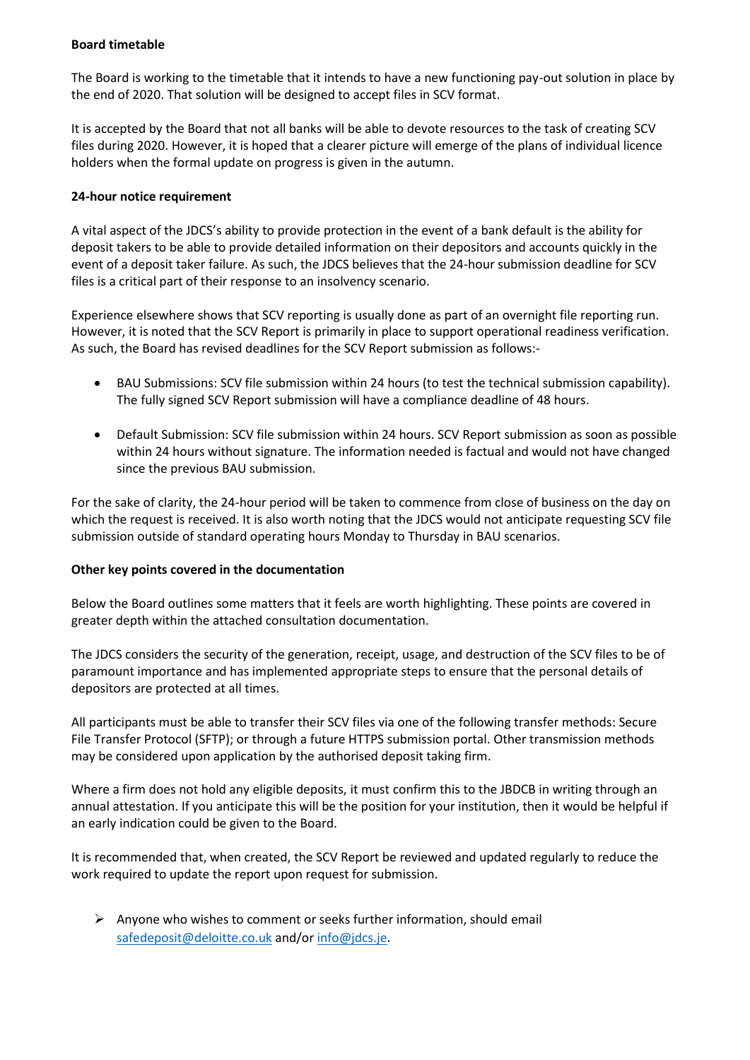**Board timetable**

The Board is working to the timetable that it intends to have a new functioning pay-out solution in place by the end of 2020. That solution will be designed to accept files in SCV format.

It is accepted by the Board that not all banks will be able to devote resources to the task of creating SCV files during 2020. However, it is hoped that a clearer picture will emerge of the plans of individual licence holders when the formal update on progress is given in the autumn.

**24-hour notice requirement**

A vital aspect of the JDCS's ability to provide protection in the event of a bank default is the ability for deposit takers to be able to provide detailed information on their depositors and accounts quickly in the event of a deposit taker failure. As such, the JDCS believes that the 24-hour submission deadline for SCV files is a critical part of their response to an insolvency scenario.

Experience elsewhere shows that SCV reporting is usually done as part of an overnight file reporting run. However, it is noted that the SCV Report is primarily in place to support operational readiness verification. As such, the Board has revised deadlines for the SCV Report submission as follows:-

- BAU Submissions: SCV file submission within 24 hours (to test the technical submission capability). The fully signed SCV Report submission will have a compliance deadline of 48 hours.
- Default Submission: SCV file submission within 24 hours. SCV Report submission as soon as possible within 24 hours without signature. The information needed is factual and would not have changed since the previous BAU submission.

For the sake of clarity, the 24-hour period will be taken to commence from close of business on the day on which the request is received. It is also worth noting that the JDCS would not anticipate requesting SCV file submission outside of standard operating hours Monday to Thursday in BAU scenarios.

**Other key points covered in the documentation**

Below the Board outlines some matters that it feels are worth highlighting. These points are covered in greater depth within the attached consultation documentation.

The JDCS considers the security of the generation, receipt, usage, and destruction of the SCV files to be of paramount importance and has implemented appropriate steps to ensure that the personal details of depositors are protected at all times.

All participants must be able to transfer their SCV files via one of the following transfer methods: Secure File Transfer Protocol (SFTP); or through a future HTTPS submission portal. Other transmission methods may be considered upon application by the authorised deposit taking firm.

Where a firm does not hold any eligible deposits, it must confirm this to the JBDCB in writing through an annual attestation. If you anticipate this will be the position for your institution, then it would be helpful if an early indication could be given to the Board.

It is recommended that, when created, the SCV Report be reviewed and updated regularly to reduce the work required to update the report upon request for submission.

- Anyone who wishes to comment or seeks further information, should email safedeposit@deloitte.co.uk and/or info@jdcs.je.